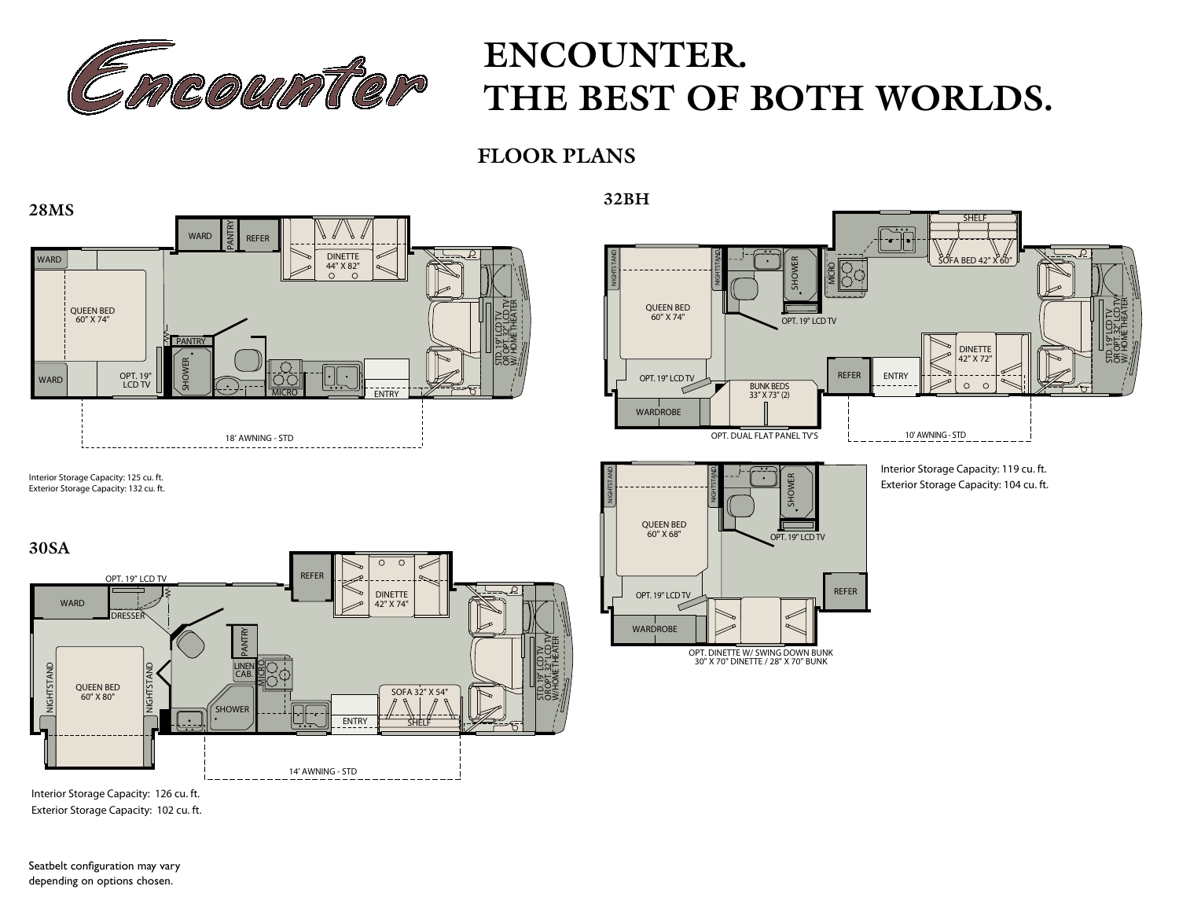# ENCOUNTER. THE BEST OF BOTH WORLDS.

## FLOOR PLANS

### 28MS

WARD
PANTRY
REFER
DINETTE 44" X 82"
WARD
QUEEN BED 60" X 74"
PANTRY
SHOWER
WARD
OPT. 19" LCD TV
MICRO
ENTRY
STD. 19" LCD TV OR OPT. 32" LCD TV W/ HOME THEATER
18' AWNING - STD

Interior Storage Capacity: 125 cu. ft.
Exterior Storage Capacity: 132 cu. ft.

### 30SA

OPT. 19" LCD TV
REFER
DINETTE 42" X 74"
WARD
DRESSER
PANTRY
NIGHTSTAND
QUEEN BED 60" X 80"
NIGHTSTAND
LINEN CAB.
MICRO
SHOWER
SOFA 32" X 54"
ENTRY
SHELF
STD. 19" LCD TV OR OPT. 32" LCD TV W/HOME THEATER
14' AWNING - STD

Interior Storage Capacity: 126 cu. ft.
Exterior Storage Capacity: 102 cu. ft.

### 32BH

SHELF
NIGHTSTAND
NIGHTSTAND
SHOWER
MICRO
SOFA BED 42" X 60"
QUEEN BED 60" X 74"
OPT. 19" LCD TV
DINETTE 42" X 72"
STD. 19" LCD TV OR OPT. 32" LCD TV W/ HOME THEATER
REFER
ENTRY
OPT. 19" LCD TV
BUNK BEDS 33" X 73" (2)
WARDROBE
OPT. DUAL FLAT PANEL TV'S
10' AWNING - STD

NIGHTSTAND
NIGHTSTAND
SHOWER
QUEEN BED 60" X 68"
OPT. 19" LCD TV
REFER
OPT. 19" LCD TV
WARDROBE
OPT. DINETTE W/ SWING DOWN BUNK
30" X 70" DINETTE / 28" X 70" BUNK

Interior Storage Capacity: 119 cu. ft.
Exterior Storage Capacity: 104 cu. ft.

Seatbelt configuration may vary depending on options chosen.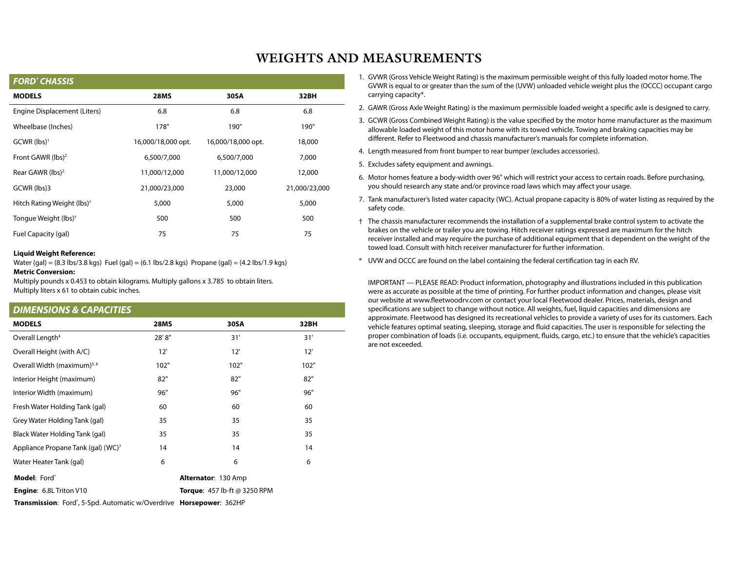# WEIGHTS AND MEASUREMENTS

## FORD® CHASSIS

| MODELS | 28MS | 30SA | 32BH |
|---|---|---|---|
| Engine Displacement (Liters) | 6.8 | 6.8 | 6.8 |
| Wheelbase (Inches) | 178" | 190" | 190" |
| GCWR (lbs)[1] | 16,000/18,000 opt. | 16,000/18,000 opt. | 18,000 |
| Front GAWR (lbs)[2] | 6,500/7,000 | 6,500/7,000 | 7,000 |
| Rear GAWR (lbs)[2] | 11,000/12,000 | 11,000/12,000 | 12,000 |
| GCWR (lbs)3 | 21,000/23,000 | 23,000 | 21,000/23,000 |
| Hitch Rating Weight (lbs)[†] | 5,000 | 5,000 | 5,000 |
| Tongue Weight (lbs)[†] | 500 | 500 | 500 |
| Fuel Capacity (gal) | 75 | 75 | 75 |

**Liquid Weight Reference:**
Water (gal) = (8.3 lbs/3.8 kgs) Fuel (gal) = (6.1 lbs/2.8 kgs) Propane (gal) = (4.2 lbs/1.9 kgs)
**Metric Conversion:**
Multiply pounds x 0.453 to obtain kilograms. Multiply gallons x 3.785 to obtain liters.
Multiply liters x 61 to obtain cubic inches.

## DIMENSIONS & CAPACITIES

| MODELS | 28MS | 30SA | 32BH |
|---|---|---|---|
| Overall Length[4] | 28' 8" | 31' | 31' |
| Overall Height (with A/C) | 12' | 12' | 12' |
| Overall Width (maximum)[5, 6] | 102" | 102" | 102" |
| Interior Height (maximum) | 82" | 82" | 82" |
| Interior Width (maximum) | 96" | 96" | 96" |
| Fresh Water Holding Tank (gal) | 60 | 60 | 60 |
| Grey Water Holding Tank (gal) | 35 | 35 | 35 |
| Black Water Holding Tank (gal) | 35 | 35 | 35 |
| Appliance Propane Tank (gal) (WC)[7] | 14 | 14 | 14 |
| Water Heater Tank (gal) | 6 | 6 | 6 |

**Model**: Ford®
**Engine**: 6.8L Triton V10
**Transmission**: Ford®, 5-Spd. Automatic w/Overdrive
**Alternator**: 130 Amp
**Torque**: 457 lb-ft @ 3250 RPM
**Horsepower**: 362HP

1. GVWR (Gross Vehicle Weight Rating) is the maximum permissible weight of this fully loaded motor home. The GVWR is equal to or greater than the sum of the (UVW) unloaded vehicle weight plus the (OCCC) occupant cargo carrying capacity*.
2. GAWR (Gross Axle Weight Rating) is the maximum permissible loaded weight a specific axle is designed to carry.
3. GCWR (Gross Combined Weight Rating) is the value specified by the motor home manufacturer as the maximum allowable loaded weight of this motor home with its towed vehicle. Towing and braking capacities may be different. Refer to Fleetwood and chassis manufacturer's manuals for complete information.
4. Length measured from front bumper to rear bumper (excludes accessories).
5. Excludes safety equipment and awnings.
6. Motor homes feature a body-width over 96" which will restrict your access to certain roads. Before purchasing, you should research any state and/or province road laws which may affect your usage.
7. Tank manufacturer's listed water capacity (WC). Actual propane capacity is 80% of water listing as required by the safety code.

† The chassis manufacturer recommends the installation of a supplemental brake control system to activate the brakes on the vehicle or trailer you are towing. Hitch receiver ratings expressed are maximum for the hitch receiver installed and may require the purchase of additional equipment that is dependent on the weight of the towed load. Consult with hitch receiver manufacturer for further information.

* UVW and OCCC are found on the label containing the federal certification tag in each RV.

IMPORTANT — PLEASE READ: Product information, photography and illustrations included in this publication were as accurate as possible at the time of printing. For further product information and changes, please visit our website at www.fleetwoodrv.com or contact your local Fleetwood dealer. Prices, materials, design and specifications are subject to change without notice. All weights, fuel, liquid capacities and dimensions are approximate. Fleetwood has designed its recreational vehicles to provide a variety of uses for its customers. Each vehicle features optimal seating, sleeping, storage and fluid capacities. The user is responsible for selecting the proper combination of loads (i.e. occupants, equipment, fluids, cargo, etc.) to ensure that the vehicle's capacities are not exceeded.